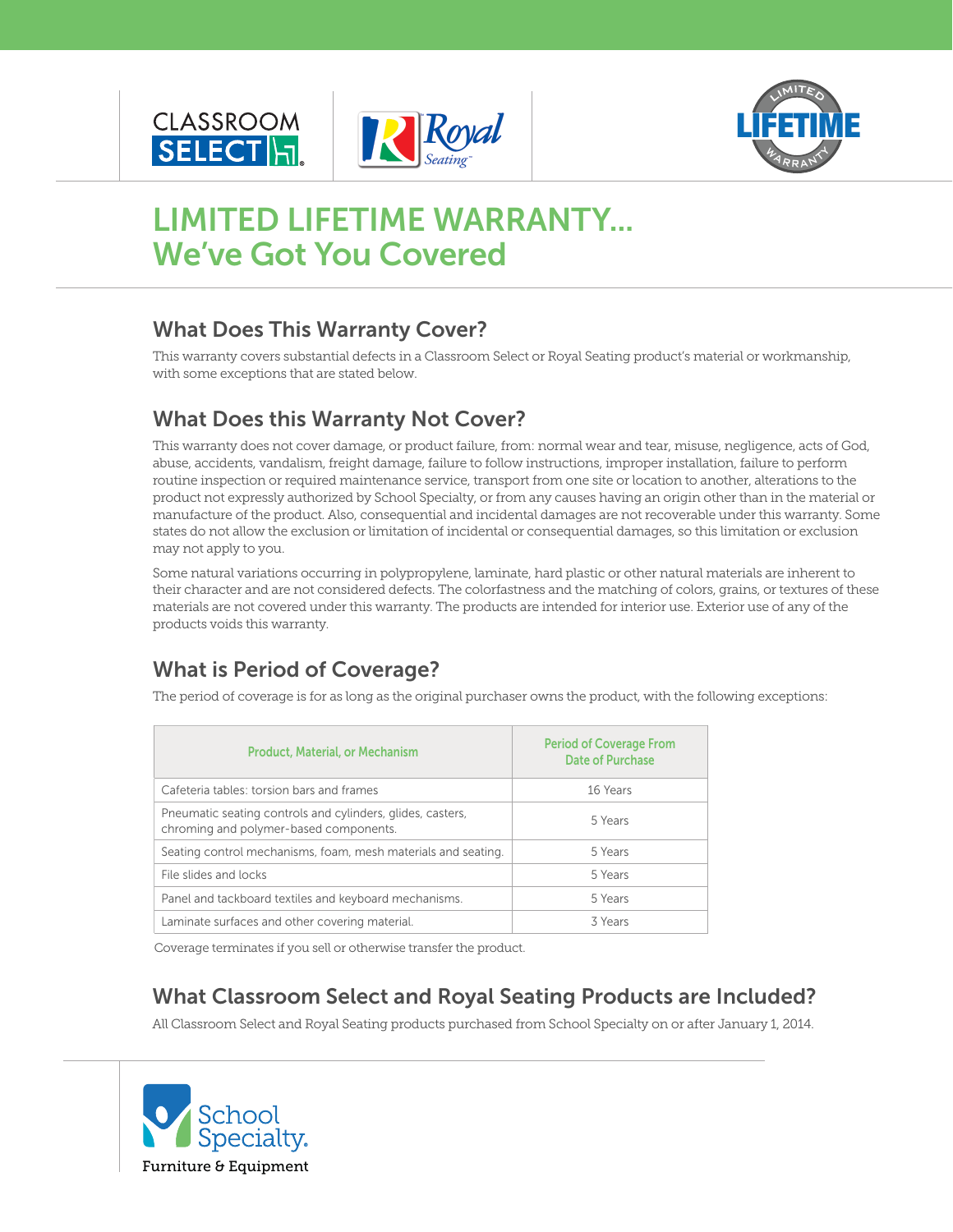CLASSROOM SELECT

Royal Seating

LIMITED LIFETIME WARRANTY

# LIMITED LIFETIME WARRANTY... We've Got You Covered

## What Does This Warranty Cover?

This warranty covers substantial defects in a Classroom Select or Royal Seating product's material or workmanship, with some exceptions that are stated below.

## What Does this Warranty Not Cover?

This warranty does not cover damage, or product failure, from: normal wear and tear, misuse, negligence, acts of God, abuse, accidents, vandalism, freight damage, failure to follow instructions, improper installation, failure to perform routine inspection or required maintenance service, transport from one site or location to another, alterations to the product not expressly authorized by School Specialty, or from any causes having an origin other than in the material or manufacture of the product. Also, consequential and incidental damages are not recoverable under this warranty. Some states do not allow the exclusion or limitation of incidental or consequential damages, so this limitation or exclusion may not apply to you.

Some natural variations occurring in polypropylene, laminate, hard plastic or other natural materials are inherent to their character and are not considered defects. The colorfastness and the matching of colors, grains, or textures of these materials are not covered under this warranty. The products are intended for interior use. Exterior use of any of the products voids this warranty.

## What is Period of Coverage?

The period of coverage is for as long as the original purchaser owns the product, with the following exceptions:

| Product, Material, or Mechanism | Period of Coverage From Date of Purchase |
|---|---|
| Cafeteria tables: torsion bars and frames | 16 Years |
| Pneumatic seating controls and cylinders, glides, casters, chroming and polymer-based components. | 5 Years |
| Seating control mechanisms, foam, mesh materials and seating. | 5 Years |
| File slides and locks | 5 Years |
| Panel and tackboard textiles and keyboard mechanisms. | 5 Years |
| Laminate surfaces and other covering material. | 3 Years |

Coverage terminates if you sell or otherwise transfer the product.

## What Classroom Select and Royal Seating Products are Included?

All Classroom Select and Royal Seating products purchased from School Specialty on or after January 1, 2014.

School Specialty. Furniture & Equipment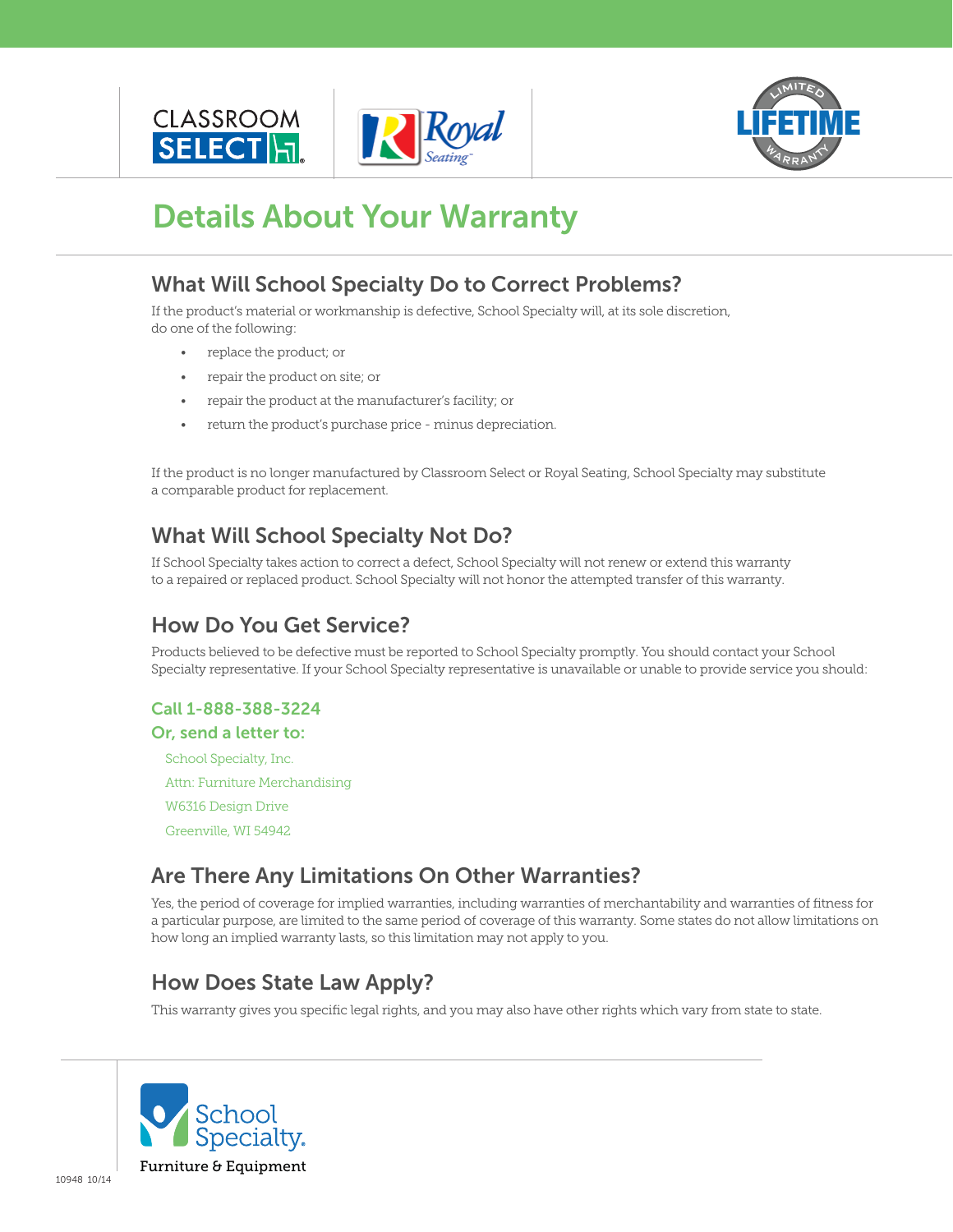CLASSROOM SELECT

Royal Seating

LIMITED LIFETIME WARRANTY

# Details About Your Warranty

## What Will School Specialty Do to Correct Problems?

If the product's material or workmanship is defective, School Specialty will, at its sole discretion, do one of the following:

- replace the product; or
- repair the product on site; or
- repair the product at the manufacturer's facility; or
- return the product's purchase price - minus depreciation.

If the product is no longer manufactured by Classroom Select or Royal Seating, School Specialty may substitute a comparable product for replacement.

## What Will School Specialty Not Do?

If School Specialty takes action to correct a defect, School Specialty will not renew or extend this warranty to a repaired or replaced product. School Specialty will not honor the attempted transfer of this warranty.

## How Do You Get Service?

Products believed to be defective must be reported to School Specialty promptly. You should contact your School Specialty representative. If your School Specialty representative is unavailable or unable to provide service you should:

**Call 1-888-388-3224**

**Or, send a letter to:**

School Specialty, Inc.
Attn: Furniture Merchandising
W6316 Design Drive
Greenville, WI 54942

## Are There Any Limitations On Other Warranties?

Yes, the period of coverage for implied warranties, including warranties of merchantability and warranties of fitness for a particular purpose, are limited to the same period of coverage of this warranty. Some states do not allow limitations on how long an implied warranty lasts, so this limitation may not apply to you.

## How Does State Law Apply?

This warranty gives you specific legal rights, and you may also have other rights which vary from state to state.

School Specialty. Furniture & Equipment

10948 10/14